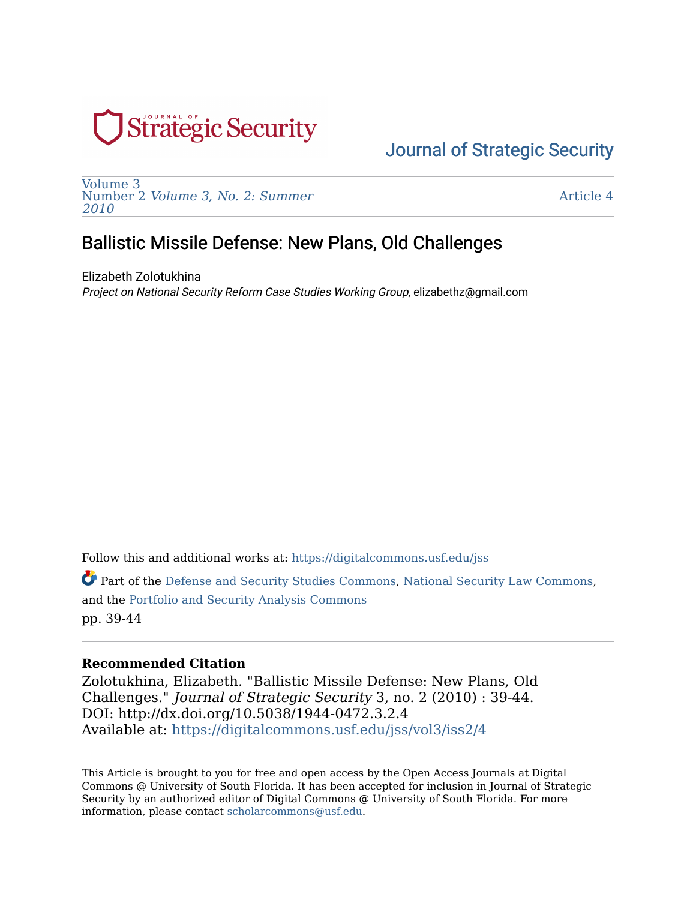# Journal of Strategic Security

Volume 3
Number 2 *Volume 3, No. 2: Summer 2010*

Article 4

## Ballistic Missile Defense: New Plans, Old Challenges

Elizabeth Zolotukhina
*Project on National Security Reform Case Studies Working Group*, elizabethz@gmail.com

Follow this and additional works at: https://digitalcommons.usf.edu/jss

Part of the Defense and Security Studies Commons, National Security Law Commons, and the Portfolio and Security Analysis Commons

pp. 39-44

---

**Recommended Citation**

Zolotukhina, Elizabeth. "Ballistic Missile Defense: New Plans, Old Challenges." *Journal of Strategic Security* 3, no. 2 (2010) : 39-44.
DOI: http://dx.doi.org/10.5038/1944-0472.3.2.4
Available at: https://digitalcommons.usf.edu/jss/vol3/iss2/4

This Article is brought to you for free and open access by the Open Access Journals at Digital Commons @ University of South Florida. It has been accepted for inclusion in Journal of Strategic Security by an authorized editor of Digital Commons @ University of South Florida. For more information, please contact scholarcommons@usf.edu.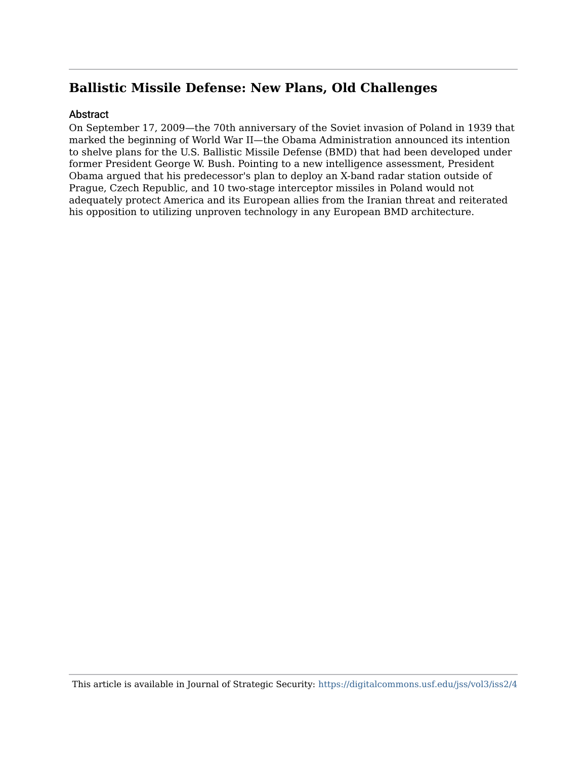# Ballistic Missile Defense: New Plans, Old Challenges

## Abstract

On September 17, 2009—the 70th anniversary of the Soviet invasion of Poland in 1939 that marked the beginning of World War II—the Obama Administration announced its intention to shelve plans for the U.S. Ballistic Missile Defense (BMD) that had been developed under former President George W. Bush. Pointing to a new intelligence assessment, President Obama argued that his predecessor's plan to deploy an X-band radar station outside of Prague, Czech Republic, and 10 two-stage interceptor missiles in Poland would not adequately protect America and its European allies from the Iranian threat and reiterated his opposition to utilizing unproven technology in any European BMD architecture.

This article is available in Journal of Strategic Security: https://digitalcommons.usf.edu/jss/vol3/iss2/4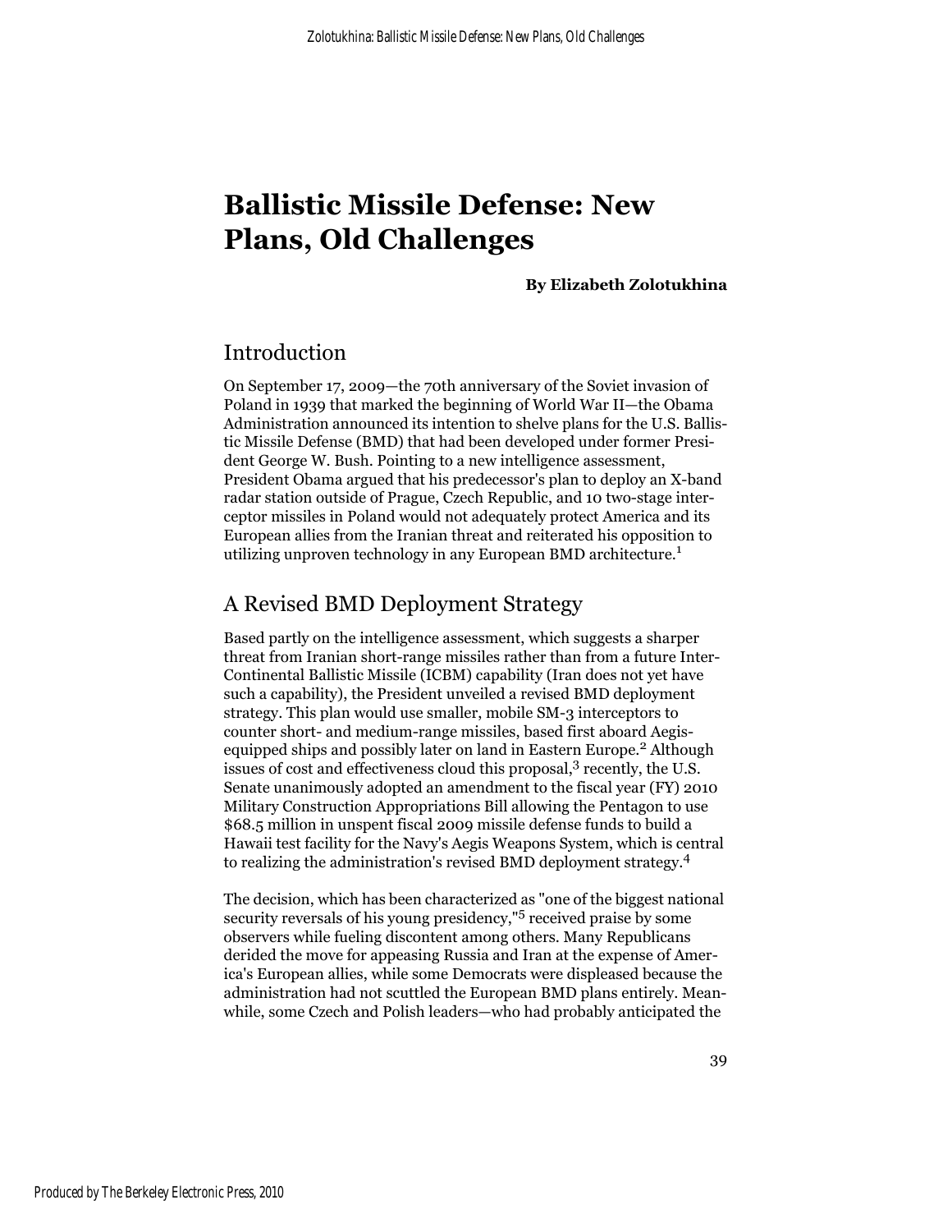# Ballistic Missile Defense: New Plans, Old Challenges

**By Elizabeth Zolotukhina**

## Introduction

On September 17, 2009—the 70th anniversary of the Soviet invasion of Poland in 1939 that marked the beginning of World War II—the Obama Administration announced its intention to shelve plans for the U.S. Ballistic Missile Defense (BMD) that had been developed under former President George W. Bush. Pointing to a new intelligence assessment, President Obama argued that his predecessor's plan to deploy an X-band radar station outside of Prague, Czech Republic, and 10 two-stage interceptor missiles in Poland would not adequately protect America and its European allies from the Iranian threat and reiterated his opposition to utilizing unproven technology in any European BMD architecture.[1]

## A Revised BMD Deployment Strategy

Based partly on the intelligence assessment, which suggests a sharper threat from Iranian short-range missiles rather than from a future Inter-Continental Ballistic Missile (ICBM) capability (Iran does not yet have such a capability), the President unveiled a revised BMD deployment strategy. This plan would use smaller, mobile SM-3 interceptors to counter short- and medium-range missiles, based first aboard Aegis-equipped ships and possibly later on land in Eastern Europe.[2] Although issues of cost and effectiveness cloud this proposal,[3] recently, the U.S. Senate unanimously adopted an amendment to the fiscal year (FY) 2010 Military Construction Appropriations Bill allowing the Pentagon to use $68.5 million in unspent fiscal 2009 missile defense funds to build a Hawaii test facility for the Navy's Aegis Weapons System, which is central to realizing the administration's revised BMD deployment strategy.[4]

The decision, which has been characterized as "one of the biggest national security reversals of his young presidency,"[5] received praise by some observers while fueling discontent among others. Many Republicans derided the move for appeasing Russia and Iran at the expense of America's European allies, while some Democrats were displeased because the administration had not scuttled the European BMD plans entirely. Meanwhile, some Czech and Polish leaders—who had probably anticipated the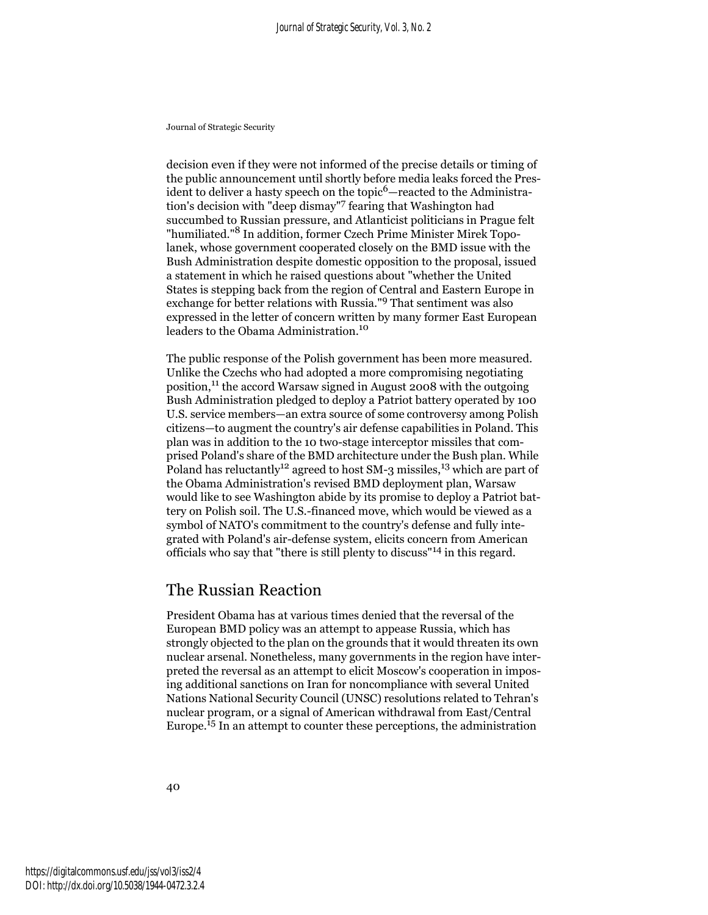decision even if they were not informed of the precise details or timing of the public announcement until shortly before media leaks forced the President to deliver a hasty speech on the topic[6]—reacted to the Administration's decision with "deep dismay"[7] fearing that Washington had succumbed to Russian pressure, and Atlanticist politicians in Prague felt "humiliated."[8] In addition, former Czech Prime Minister Mirek Topolanek, whose government cooperated closely on the BMD issue with the Bush Administration despite domestic opposition to the proposal, issued a statement in which he raised questions about "whether the United States is stepping back from the region of Central and Eastern Europe in exchange for better relations with Russia."[9] That sentiment was also expressed in the letter of concern written by many former East European leaders to the Obama Administration.[10]

The public response of the Polish government has been more measured. Unlike the Czechs who had adopted a more compromising negotiating position,[11] the accord Warsaw signed in August 2008 with the outgoing Bush Administration pledged to deploy a Patriot battery operated by 100 U.S. service members—an extra source of some controversy among Polish citizens—to augment the country's air defense capabilities in Poland. This plan was in addition to the 10 two-stage interceptor missiles that comprised Poland's share of the BMD architecture under the Bush plan. While Poland has reluctantly[12] agreed to host SM-3 missiles,[13] which are part of the Obama Administration's revised BMD deployment plan, Warsaw would like to see Washington abide by its promise to deploy a Patriot battery on Polish soil. The U.S.-financed move, which would be viewed as a symbol of NATO's commitment to the country's defense and fully integrated with Poland's air-defense system, elicits concern from American officials who say that "there is still plenty to discuss"[14] in this regard.

## The Russian Reaction

President Obama has at various times denied that the reversal of the European BMD policy was an attempt to appease Russia, which has strongly objected to the plan on the grounds that it would threaten its own nuclear arsenal. Nonetheless, many governments in the region have interpreted the reversal as an attempt to elicit Moscow's cooperation in imposing additional sanctions on Iran for noncompliance with several United Nations National Security Council (UNSC) resolutions related to Tehran's nuclear program, or a signal of American withdrawal from East/Central Europe.[15] In an attempt to counter these perceptions, the administration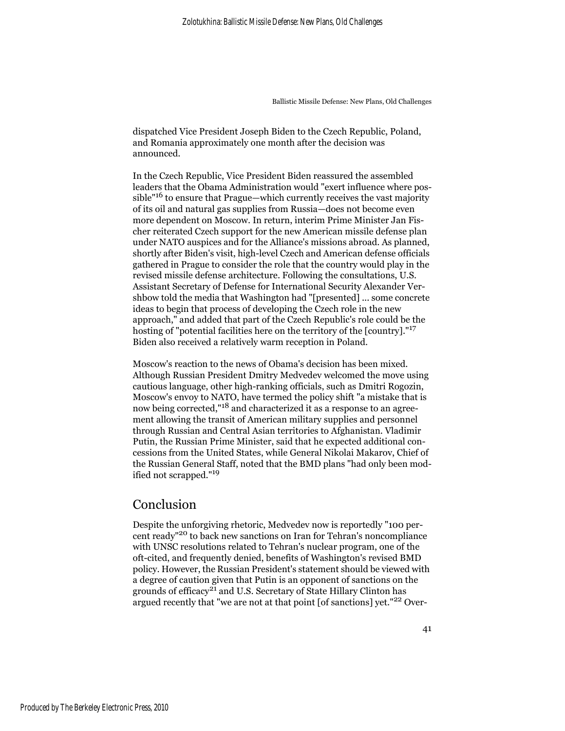dispatched Vice President Joseph Biden to the Czech Republic, Poland, and Romania approximately one month after the decision was announced.

In the Czech Republic, Vice President Biden reassured the assembled leaders that the Obama Administration would "exert influence where possible"[16] to ensure that Prague—which currently receives the vast majority of its oil and natural gas supplies from Russia—does not become even more dependent on Moscow. In return, interim Prime Minister Jan Fischer reiterated Czech support for the new American missile defense plan under NATO auspices and for the Alliance's missions abroad. As planned, shortly after Biden's visit, high-level Czech and American defense officials gathered in Prague to consider the role that the country would play in the revised missile defense architecture. Following the consultations, U.S. Assistant Secretary of Defense for International Security Alexander Vershbow told the media that Washington had "[presented] ... some concrete ideas to begin that process of developing the Czech role in the new approach," and added that part of the Czech Republic's role could be the hosting of "potential facilities here on the territory of the [country]."[17] Biden also received a relatively warm reception in Poland.

Moscow's reaction to the news of Obama's decision has been mixed. Although Russian President Dmitry Medvedev welcomed the move using cautious language, other high-ranking officials, such as Dmitri Rogozin, Moscow's envoy to NATO, have termed the policy shift "a mistake that is now being corrected,"[18] and characterized it as a response to an agreement allowing the transit of American military supplies and personnel through Russian and Central Asian territories to Afghanistan. Vladimir Putin, the Russian Prime Minister, said that he expected additional concessions from the United States, while General Nikolai Makarov, Chief of the Russian General Staff, noted that the BMD plans "had only been modified not scrapped."[19]

## Conclusion

Despite the unforgiving rhetoric, Medvedev now is reportedly "100 percent ready"[20] to back new sanctions on Iran for Tehran's noncompliance with UNSC resolutions related to Tehran's nuclear program, one of the oft-cited, and frequently denied, benefits of Washington's revised BMD policy. However, the Russian President's statement should be viewed with a degree of caution given that Putin is an opponent of sanctions on the grounds of efficacy[21] and U.S. Secretary of State Hillary Clinton has argued recently that "we are not at that point [of sanctions] yet."[22] Over-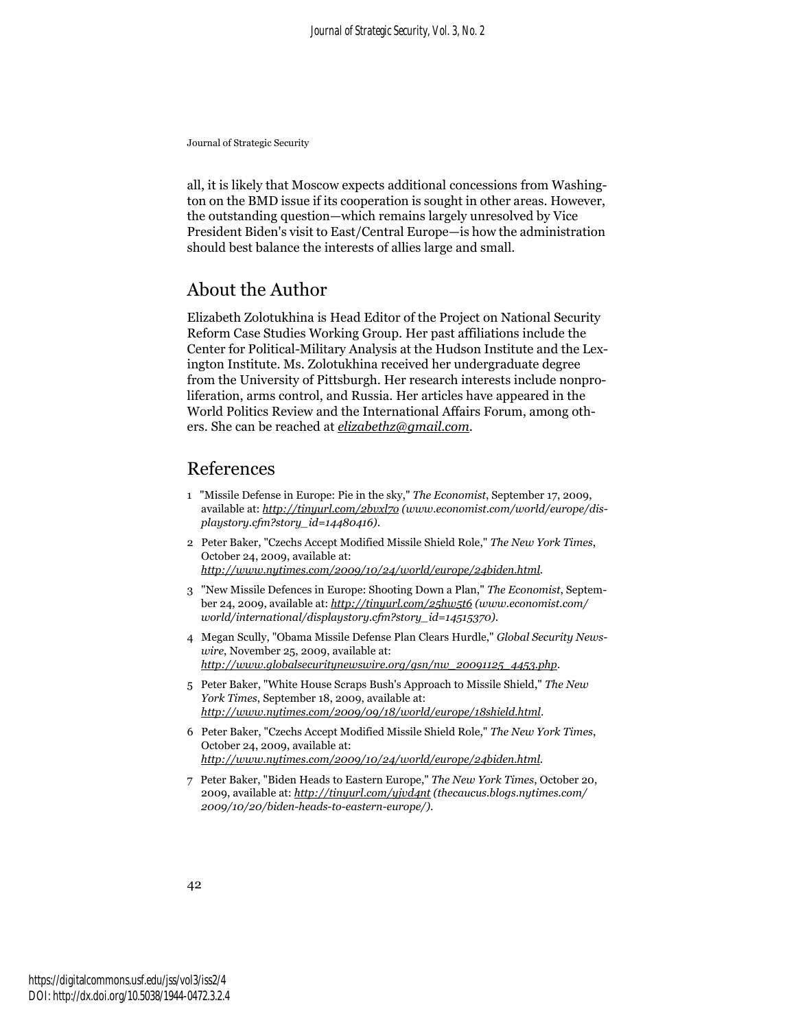all, it is likely that Moscow expects additional concessions from Washington on the BMD issue if its cooperation is sought in other areas. However, the outstanding question—which remains largely unresolved by Vice President Biden's visit to East/Central Europe—is how the administration should best balance the interests of allies large and small.

## About the Author

Elizabeth Zolotukhina is Head Editor of the Project on National Security Reform Case Studies Working Group. Her past affiliations include the Center for Political-Military Analysis at the Hudson Institute and the Lexington Institute. Ms. Zolotukhina received her undergraduate degree from the University of Pittsburgh. Her research interests include nonproliferation, arms control, and Russia. Her articles have appeared in the World Politics Review and the International Affairs Forum, among others. She can be reached at *elizabethz@gmail.com*.

## References

1 "Missile Defense in Europe: Pie in the sky," *The Economist*, September 17, 2009, available at: *http://tinyurl.com/2bvxl7o (www.economist.com/world/europe/displaystory.cfm?story_id=14480416)*.

2 Peter Baker, "Czechs Accept Modified Missile Shield Role," *The New York Times*, October 24, 2009, available at: *http://www.nytimes.com/2009/10/24/world/europe/24biden.html*.

3 "New Missile Defences in Europe: Shooting Down a Plan," *The Economist*, September 24, 2009, available at: *http://tinyurl.com/25hw5t6 (www.economist.com/world/international/displaystory.cfm?story_id=14515370)*.

4 Megan Scully, "Obama Missile Defense Plan Clears Hurdle," *Global Security Newswire*, November 25, 2009, available at: *http://www.globalsecuritynewswire.org/gsn/nw_20091125_4453.php*.

5 Peter Baker, "White House Scraps Bush's Approach to Missile Shield," *The New York Times*, September 18, 2009, available at: *http://www.nytimes.com/2009/09/18/world/europe/18shield.html*.

6 Peter Baker, "Czechs Accept Modified Missile Shield Role," *The New York Times*, October 24, 2009, available at: *http://www.nytimes.com/2009/10/24/world/europe/24biden.html*.

7 Peter Baker, "Biden Heads to Eastern Europe," *The New York Times*, October 20, 2009, available at: *http://tinyurl.com/yjvd4nt (thecaucus.blogs.nytimes.com/2009/10/20/biden-heads-to-eastern-europe/)*.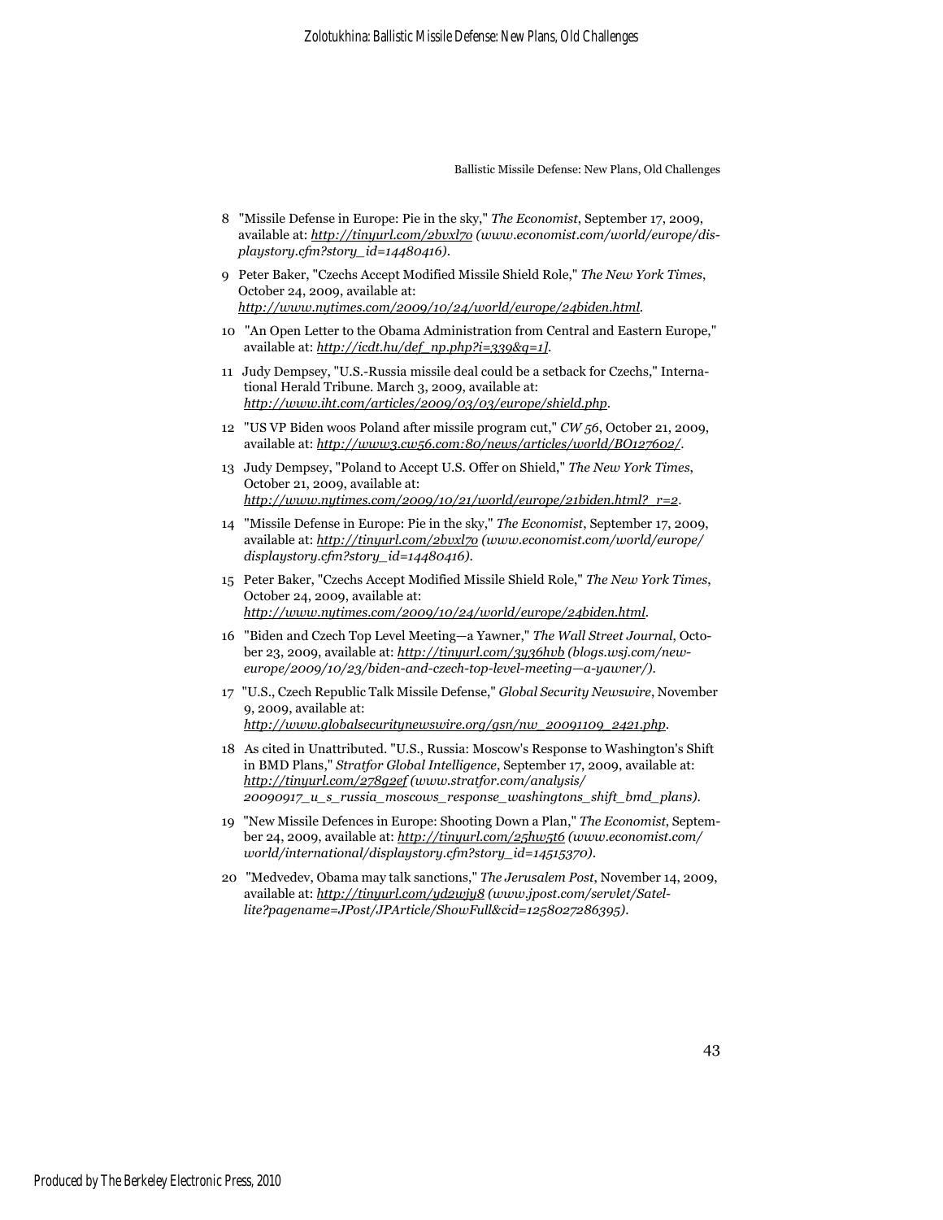8 "Missile Defense in Europe: Pie in the sky," *The Economist*, September 17, 2009, available at: *http://tinyurl.com/2bvxl7o (www.economist.com/world/europe/displaystory.cfm?story_id=14480416)*.

9 Peter Baker, "Czechs Accept Modified Missile Shield Role," *The New York Times*, October 24, 2009, available at: *http://www.nytimes.com/2009/10/24/world/europe/24biden.html*.

10 "An Open Letter to the Obama Administration from Central and Eastern Europe," available at: *http://icdt.hu/def_np.php?i=339&q=1]*.

11 Judy Dempsey, "U.S.-Russia missile deal could be a setback for Czechs," International Herald Tribune. March 3, 2009, available at: *http://www.iht.com/articles/2009/03/03/europe/shield.php*.

12 "US VP Biden woos Poland after missile program cut," *CW 56*, October 21, 2009, available at: *http://www3.cw56.com:80/news/articles/world/BO127602/*.

13 Judy Dempsey, "Poland to Accept U.S. Offer on Shield," *The New York Times*, October 21, 2009, available at: *http://www.nytimes.com/2009/10/21/world/europe/21biden.html?_r=2*.

14 "Missile Defense in Europe: Pie in the sky," *The Economist*, September 17, 2009, available at: *http://tinyurl.com/2bvxl7o (www.economist.com/world/europe/displaystory.cfm?story_id=14480416)*.

15 Peter Baker, "Czechs Accept Modified Missile Shield Role," *The New York Times*, October 24, 2009, available at: *http://www.nytimes.com/2009/10/24/world/europe/24biden.html*.

16 "Biden and Czech Top Level Meeting—a Yawner," *The Wall Street Journal*, October 23, 2009, available at: *http://tinyurl.com/3y36hvb (blogs.wsj.com/new-europe/2009/10/23/biden-and-czech-top-level-meeting—a-yawner/)*.

17 "U.S., Czech Republic Talk Missile Defense," *Global Security Newswire*, November 9, 2009, available at: *http://www.globalsecuritynewswire.org/gsn/nw_20091109_2421.php*.

18 As cited in Unattributed. "U.S., Russia: Moscow's Response to Washington's Shift in BMD Plans," *Stratfor Global Intelligence*, September 17, 2009, available at: *http://tinyurl.com/278g2ef (www.stratfor.com/analysis/20090917_u_s_russia_moscows_response_washingtons_shift_bmd_plans)*.

19 "New Missile Defences in Europe: Shooting Down a Plan," *The Economist*, September 24, 2009, available at: *http://tinyurl.com/25hw5t6 (www.economist.com/world/international/displaystory.cfm?story_id=14515370)*.

20 "Medvedev, Obama may talk sanctions," *The Jerusalem Post*, November 14, 2009, available at: *http://tinyurl.com/yd2wjy8 (www.jpost.com/servlet/Satellite?pagename=JPost/JPArticle/ShowFull&cid=1258027286395)*.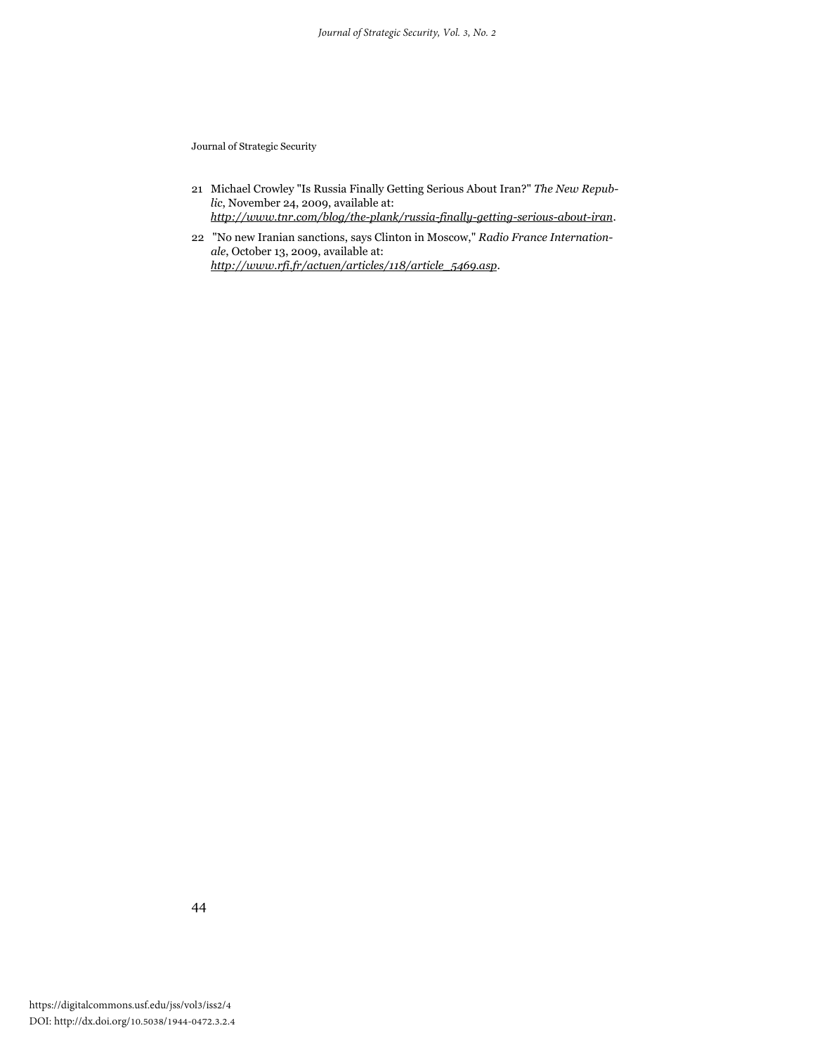21. Michael Crowley "Is Russia Finally Getting Serious About Iran?" *The New Republic*, November 24, 2009, available at: *http://www.tnr.com/blog/the-plank/russia-finally-getting-serious-about-iran*.
22. "No new Iranian sanctions, says Clinton in Moscow," *Radio France Internationale*, October 13, 2009, available at: *http://www.rfi.fr/actuen/articles/118/article_5469.asp*.